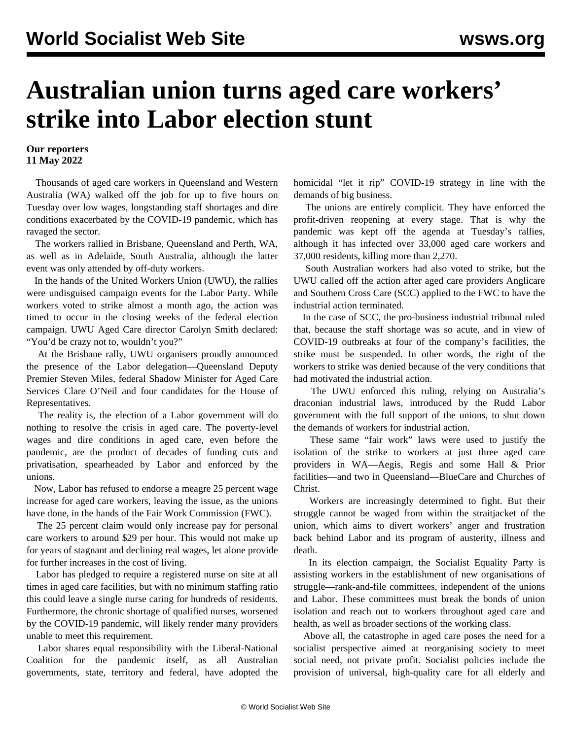# Australian union turns aged care workers' strike into Labor election stunt

**Our reporters**
**11 May 2022**

Thousands of aged care workers in Queensland and Western Australia (WA) walked off the job for up to five hours on Tuesday over low wages, longstanding staff shortages and dire conditions exacerbated by the COVID-19 pandemic, which has ravaged the sector.

The workers rallied in Brisbane, Queensland and Perth, WA, as well as in Adelaide, South Australia, although the latter event was only attended by off-duty workers.

In the hands of the United Workers Union (UWU), the rallies were undisguised campaign events for the Labor Party. While workers voted to strike almost a month ago, the action was timed to occur in the closing weeks of the federal election campaign. UWU Aged Care director Carolyn Smith declared: "You'd be crazy not to, wouldn't you?"

At the Brisbane rally, UWU organisers proudly announced the presence of the Labor delegation—Queensland Deputy Premier Steven Miles, federal Shadow Minister for Aged Care Services Clare O'Neil and four candidates for the House of Representatives.

The reality is, the election of a Labor government will do nothing to resolve the crisis in aged care. The poverty-level wages and dire conditions in aged care, even before the pandemic, are the product of decades of funding cuts and privatisation, spearheaded by Labor and enforced by the unions.

Now, Labor has refused to endorse a meagre 25 percent wage increase for aged care workers, leaving the issue, as the unions have done, in the hands of the Fair Work Commission (FWC).

The 25 percent claim would only increase pay for personal care workers to around $29 per hour. This would not make up for years of stagnant and declining real wages, let alone provide for further increases in the cost of living.

Labor has pledged to require a registered nurse on site at all times in aged care facilities, but with no minimum staffing ratio this could leave a single nurse caring for hundreds of residents. Furthermore, the chronic shortage of qualified nurses, worsened by the COVID-19 pandemic, will likely render many providers unable to meet this requirement.

Labor shares equal responsibility with the Liberal-National Coalition for the pandemic itself, as all Australian governments, state, territory and federal, have adopted the homicidal "let it rip" COVID-19 strategy in line with the demands of big business.

The unions are entirely complicit. They have enforced the profit-driven reopening at every stage. That is why the pandemic was kept off the agenda at Tuesday's rallies, although it has infected over 33,000 aged care workers and 37,000 residents, killing more than 2,270.

South Australian workers had also voted to strike, but the UWU called off the action after aged care providers Anglicare and Southern Cross Care (SCC) applied to the FWC to have the industrial action terminated.

In the case of SCC, the pro-business industrial tribunal ruled that, because the staff shortage was so acute, and in view of COVID-19 outbreaks at four of the company's facilities, the strike must be suspended. In other words, the right of the workers to strike was denied because of the very conditions that had motivated the industrial action.

The UWU enforced this ruling, relying on Australia's draconian industrial laws, introduced by the Rudd Labor government with the full support of the unions, to shut down the demands of workers for industrial action.

These same "fair work" laws were used to justify the isolation of the strike to workers at just three aged care providers in WA—Aegis, Regis and some Hall & Prior facilities—and two in Queensland—BlueCare and Churches of Christ.

Workers are increasingly determined to fight. But their struggle cannot be waged from within the straitjacket of the union, which aims to divert workers' anger and frustration back behind Labor and its program of austerity, illness and death.

In its election campaign, the Socialist Equality Party is assisting workers in the establishment of new organisations of struggle—rank-and-file committees, independent of the unions and Labor. These committees must break the bonds of union isolation and reach out to workers throughout aged care and health, as well as broader sections of the working class.

Above all, the catastrophe in aged care poses the need for a socialist perspective aimed at reorganising society to meet social need, not private profit. Socialist policies include the provision of universal, high-quality care for all elderly and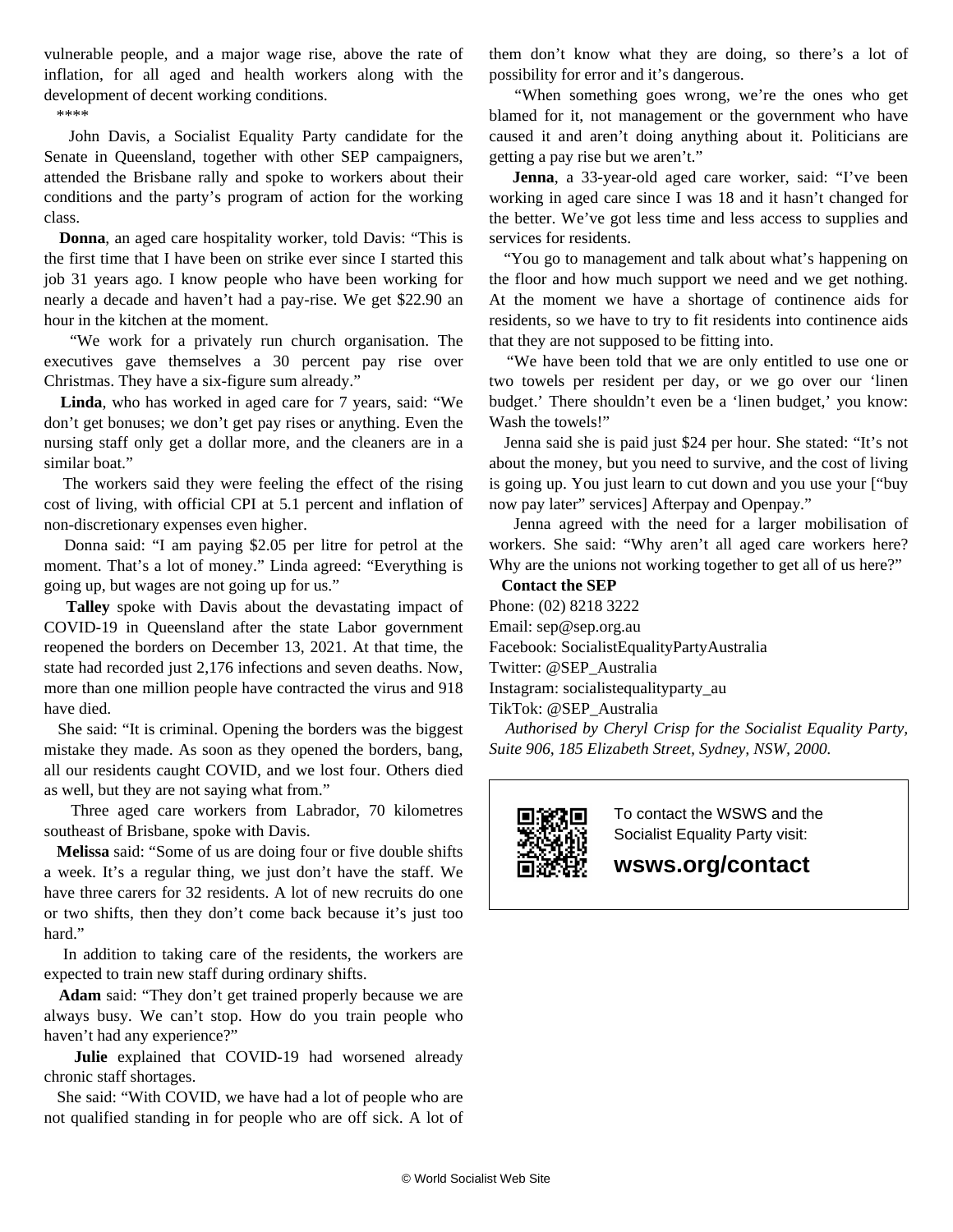vulnerable people, and a major wage rise, above the rate of inflation, for all aged and health workers along with the development of decent working conditions.

****

John Davis, a Socialist Equality Party candidate for the Senate in Queensland, together with other SEP campaigners, attended the Brisbane rally and spoke to workers about their conditions and the party's program of action for the working class.

**Donna**, an aged care hospitality worker, told Davis: "This is the first time that I have been on strike ever since I started this job 31 years ago. I know people who have been working for nearly a decade and haven't had a pay-rise. We get $22.90 an hour in the kitchen at the moment.

"We work for a privately run church organisation. The executives gave themselves a 30 percent pay rise over Christmas. They have a six-figure sum already."

**Linda**, who has worked in aged care for 7 years, said: "We don't get bonuses; we don't get pay rises or anything. Even the nursing staff only get a dollar more, and the cleaners are in a similar boat."

The workers said they were feeling the effect of the rising cost of living, with official CPI at 5.1 percent and inflation of non-discretionary expenses even higher.

Donna said: "I am paying $2.05 per litre for petrol at the moment. That's a lot of money." Linda agreed: "Everything is going up, but wages are not going up for us."

**Talley** spoke with Davis about the devastating impact of COVID-19 in Queensland after the state Labor government reopened the borders on December 13, 2021. At that time, the state had recorded just 2,176 infections and seven deaths. Now, more than one million people have contracted the virus and 918 have died.

She said: "It is criminal. Opening the borders was the biggest mistake they made. As soon as they opened the borders, bang, all our residents caught COVID, and we lost four. Others died as well, but they are not saying what from."

Three aged care workers from Labrador, 70 kilometres southeast of Brisbane, spoke with Davis.

**Melissa** said: "Some of us are doing four or five double shifts a week. It's a regular thing, we just don't have the staff. We have three carers for 32 residents. A lot of new recruits do one or two shifts, then they don't come back because it's just too hard."

In addition to taking care of the residents, the workers are expected to train new staff during ordinary shifts.

**Adam** said: "They don't get trained properly because we are always busy. We can't stop. How do you train people who haven't had any experience?"

**Julie** explained that COVID-19 had worsened already chronic staff shortages.

She said: "With COVID, we have had a lot of people who are not qualified standing in for people who are off sick. A lot of them don't know what they are doing, so there's a lot of possibility for error and it's dangerous.

"When something goes wrong, we're the ones who get blamed for it, not management or the government who have caused it and aren't doing anything about it. Politicians are getting a pay rise but we aren't."

**Jenna**, a 33-year-old aged care worker, said: "I've been working in aged care since I was 18 and it hasn't changed for the better. We've got less time and less access to supplies and services for residents.

"You go to management and talk about what's happening on the floor and how much support we need and we get nothing. At the moment we have a shortage of continence aids for residents, so we have to try to fit residents into continence aids that they are not supposed to be fitting into.

"We have been told that we are only entitled to use one or two towels per resident per day, or we go over our 'linen budget.' There shouldn't even be a 'linen budget,' you know: Wash the towels!"

Jenna said she is paid just $24 per hour. She stated: "It's not about the money, but you need to survive, and the cost of living is going up. You just learn to cut down and you use your ["buy now pay later" services] Afterpay and Openpay."

Jenna agreed with the need for a larger mobilisation of workers. She said: "Why aren't all aged care workers here? Why are the unions not working together to get all of us here?"

**Contact the SEP**

Phone: (02) 8218 3222
Email: sep@sep.org.au
Facebook: SocialistEqualityPartyAustralia
Twitter: @SEP_Australia
Instagram: socialistequalityparty_au
TikTok: @SEP_Australia

*Authorised by Cheryl Crisp for the Socialist Equality Party, Suite 906, 185 Elizabeth Street, Sydney, NSW, 2000.*

To contact the WSWS and the Socialist Equality Party visit:

**wsws.org/contact**